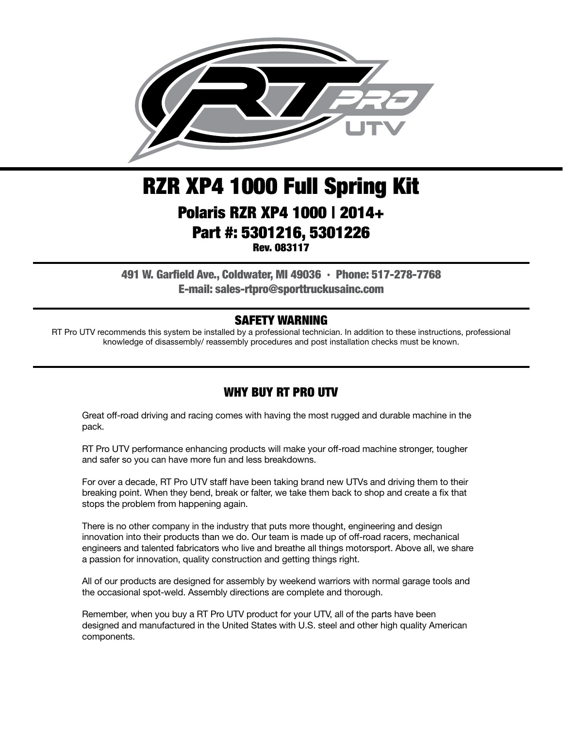# RZR XP4 1000 Full Spring Kit

## Polaris RZR XP4 1000 | 2014+

## Part #: 5301216, 5301226

**Rev. 083117**

**491 W. Garfield Ave., Coldwater, MI 49036 · Phone: 517-278-7768**
**E-mail: sales-rtpro@sporttruckusainc.com**

### SAFETY WARNING

RT Pro UTV recommends this system be installed by a professional technician. In addition to these instructions, professional knowledge of disassembly/ reassembly procedures and post installation checks must be known.

### WHY BUY RT PRO UTV

Great off-road driving and racing comes with having the most rugged and durable machine in the pack.

RT Pro UTV performance enhancing products will make your off-road machine stronger, tougher and safer so you can have more fun and less breakdowns.

For over a decade, RT Pro UTV staff have been taking brand new UTVs and driving them to their breaking point. When they bend, break or falter, we take them back to shop and create a fix that stops the problem from happening again.

There is no other company in the industry that puts more thought, engineering and design innovation into their products than we do. Our team is made up of off-road racers, mechanical engineers and talented fabricators who live and breathe all things motorsport. Above all, we share a passion for innovation, quality construction and getting things right.

All of our products are designed for assembly by weekend warriors with normal garage tools and the occasional spot-weld. Assembly directions are complete and thorough.

Remember, when you buy a RT Pro UTV product for your UTV, all of the parts have been designed and manufactured in the United States with U.S. steel and other high quality American components.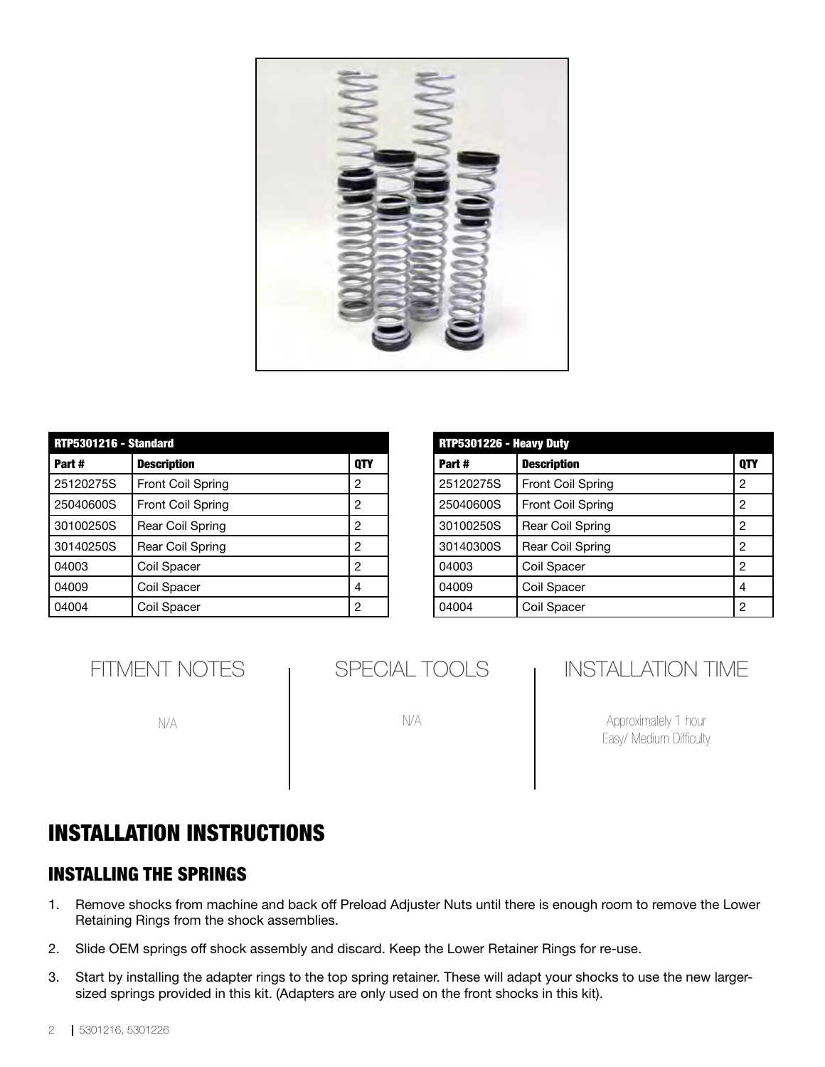| RTP5301216 - Standard | | |
|---|---|---|
| **Part #** | **Description** | **QTY** |
| 25120275S | Front Coil Spring | 2 |
| 25040600S | Front Coil Spring | 2 |
| 30100250S | Rear Coil Spring | 2 |
| 30140250S | Rear Coil Spring | 2 |
| 04003 | Coil Spacer | 2 |
| 04009 | Coil Spacer | 4 |
| 04004 | Coil Spacer | 2 |

| RTP5301226 - Heavy Duty | | |
|---|---|---|
| **Part #** | **Description** | **QTY** |
| 25120275S | Front Coil Spring | 2 |
| 25040600S | Front Coil Spring | 2 |
| 30100250S | Rear Coil Spring | 2 |
| 30140300S | Rear Coil Spring | 2 |
| 04003 | Coil Spacer | 2 |
| 04009 | Coil Spacer | 4 |
| 04004 | Coil Spacer | 2 |

## FITMENT NOTES

N/A

## SPECIAL TOOLS

N/A

## INSTALLATION TIME

Approximately 1 hour
Easy/ Medium Difficulty

# INSTALLATION INSTRUCTIONS

## INSTALLING THE SPRINGS

1. Remove shocks from machine and back off Preload Adjuster Nuts until there is enough room to remove the Lower Retaining Rings from the shock assemblies.
2. Slide OEM springs off shock assembly and discard. Keep the Lower Retainer Rings for re-use.
3. Start by installing the adapter rings to the top spring retainer. These will adapt your shocks to use the new larger-sized springs provided in this kit. (Adapters are only used on the front shocks in this kit).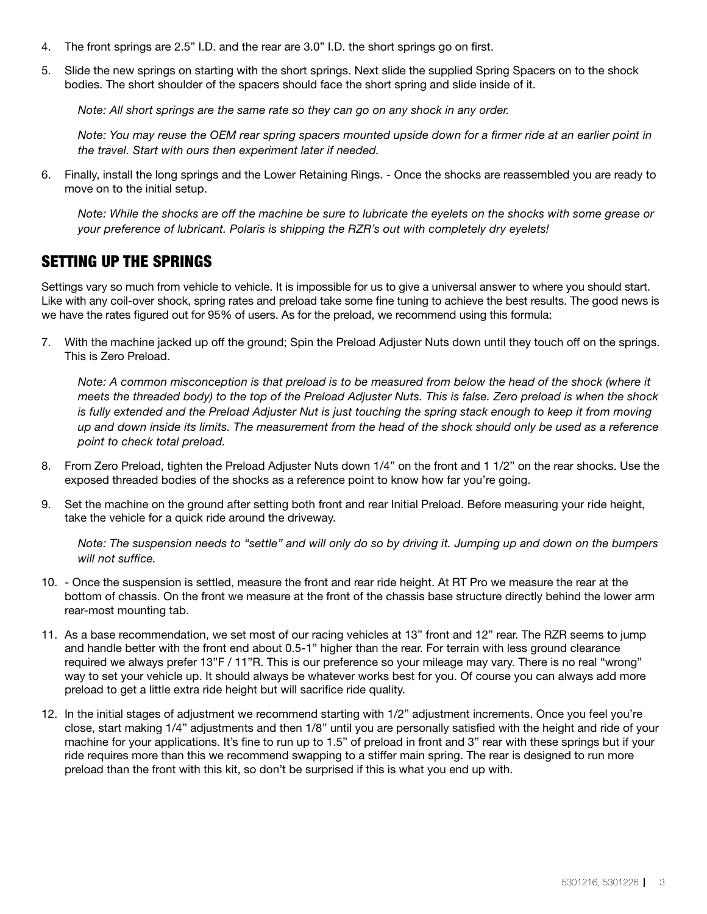4. The front springs are 2.5" I.D. and the rear are 3.0" I.D. the short springs go on first.
5. Slide the new springs on starting with the short springs. Next slide the supplied Spring Spacers on to the shock bodies. The short shoulder of the spacers should face the short spring and slide inside of it.

   *Note: All short springs are the same rate so they can go on any shock in any order.*

   *Note: You may reuse the OEM rear spring spacers mounted upside down for a firmer ride at an earlier point in the travel. Start with ours then experiment later if needed.*

6. Finally, install the long springs and the Lower Retaining Rings. - Once the shocks are reassembled you are ready to move on to the initial setup.

   *Note: While the shocks are off the machine be sure to lubricate the eyelets on the shocks with some grease or your preference of lubricant. Polaris is shipping the RZR's out with completely dry eyelets!*

## SETTING UP THE SPRINGS

Settings vary so much from vehicle to vehicle. It is impossible for us to give a universal answer to where you should start. Like with any coil-over shock, spring rates and preload take some fine tuning to achieve the best results. The good news is we have the rates figured out for 95% of users. As for the preload, we recommend using this formula:

7. With the machine jacked up off the ground; Spin the Preload Adjuster Nuts down until they touch off on the springs. This is Zero Preload.

   *Note: A common misconception is that preload is to be measured from below the head of the shock (where it meets the threaded body) to the top of the Preload Adjuster Nuts. This is false. Zero preload is when the shock is fully extended and the Preload Adjuster Nut is just touching the spring stack enough to keep it from moving up and down inside its limits. The measurement from the head of the shock should only be used as a reference point to check total preload.*

8. From Zero Preload, tighten the Preload Adjuster Nuts down 1/4" on the front and 1 1/2" on the rear shocks. Use the exposed threaded bodies of the shocks as a reference point to know how far you're going.
9. Set the machine on the ground after setting both front and rear Initial Preload. Before measuring your ride height, take the vehicle for a quick ride around the driveway.

   *Note: The suspension needs to "settle" and will only do so by driving it. Jumping up and down on the bumpers will not suffice.*

10. - Once the suspension is settled, measure the front and rear ride height. At RT Pro we measure the rear at the bottom of chassis. On the front we measure at the front of the chassis base structure directly behind the lower arm rear-most mounting tab.
11. As a base recommendation, we set most of our racing vehicles at 13" front and 12" rear. The RZR seems to jump and handle better with the front end about 0.5-1" higher than the rear. For terrain with less ground clearance required we always prefer 13"F / 11"R. This is our preference so your mileage may vary. There is no real "wrong" way to set your vehicle up. It should always be whatever works best for you. Of course you can always add more preload to get a little extra ride height but will sacrifice ride quality.
12. In the initial stages of adjustment we recommend starting with 1/2" adjustment increments. Once you feel you're close, start making 1/4" adjustments and then 1/8" until you are personally satisfied with the height and ride of your machine for your applications. It's fine to run up to 1.5" of preload in front and 3" rear with these springs but if your ride requires more than this we recommend swapping to a stiffer main spring. The rear is designed to run more preload than the front with this kit, so don't be surprised if this is what you end up with.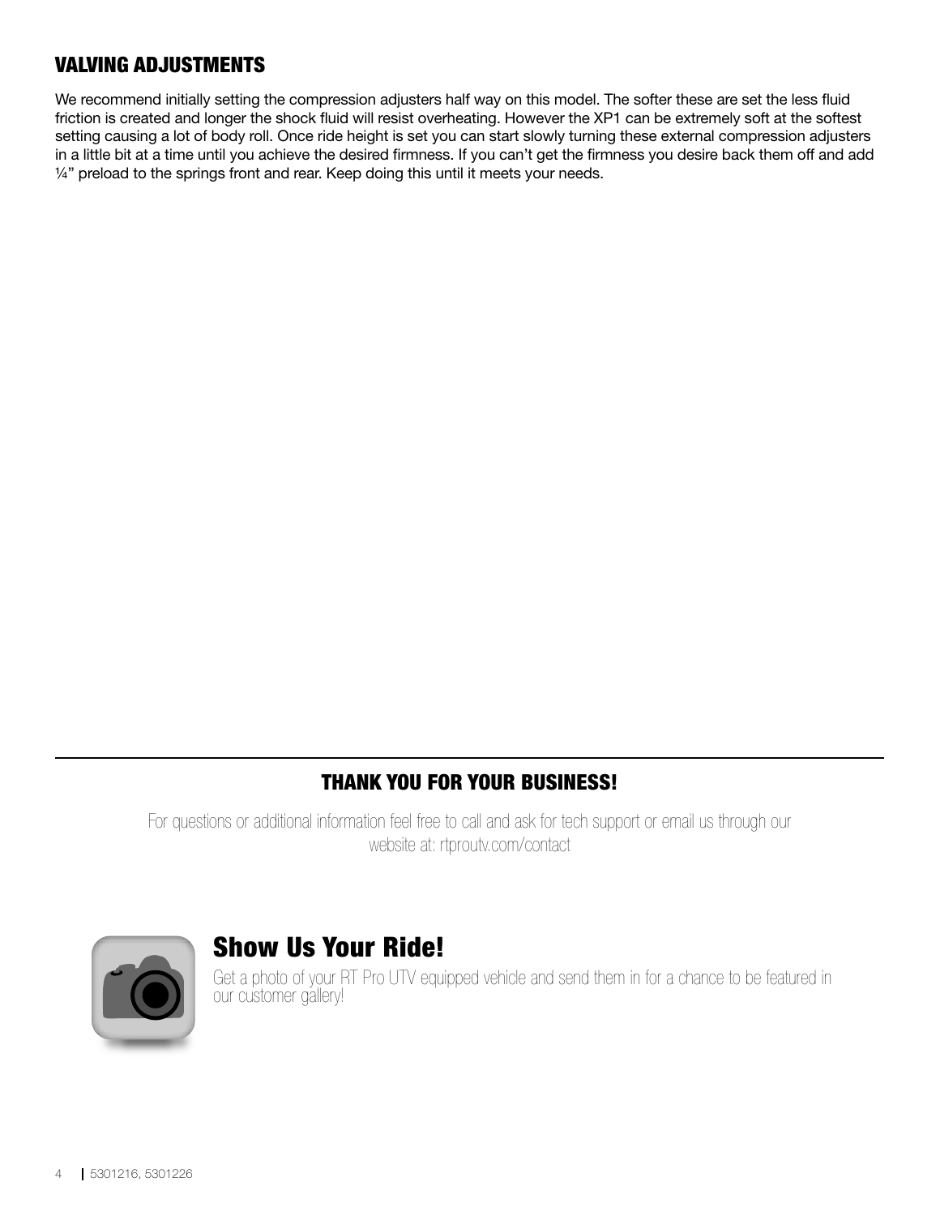## VALVING ADJUSTMENTS

We recommend initially setting the compression adjusters half way on this model. The softer these are set the less fluid friction is created and longer the shock fluid will resist overheating. However the XP1 can be extremely soft at the softest setting causing a lot of body roll. Once ride height is set you can start slowly turning these external compression adjusters in a little bit at a time until you achieve the desired firmness. If you can't get the firmness you desire back them off and add ¼" preload to the springs front and rear. Keep doing this until it meets your needs.

---

### THANK YOU FOR YOUR BUSINESS!

For questions or additional information feel free to call and ask for tech support or email us through our website at: rtproutv.com/contact

## Show Us Your Ride!

Get a photo of your RT Pro UTV equipped vehicle and send them in for a chance to be featured in our customer gallery!

5301216, 5301226